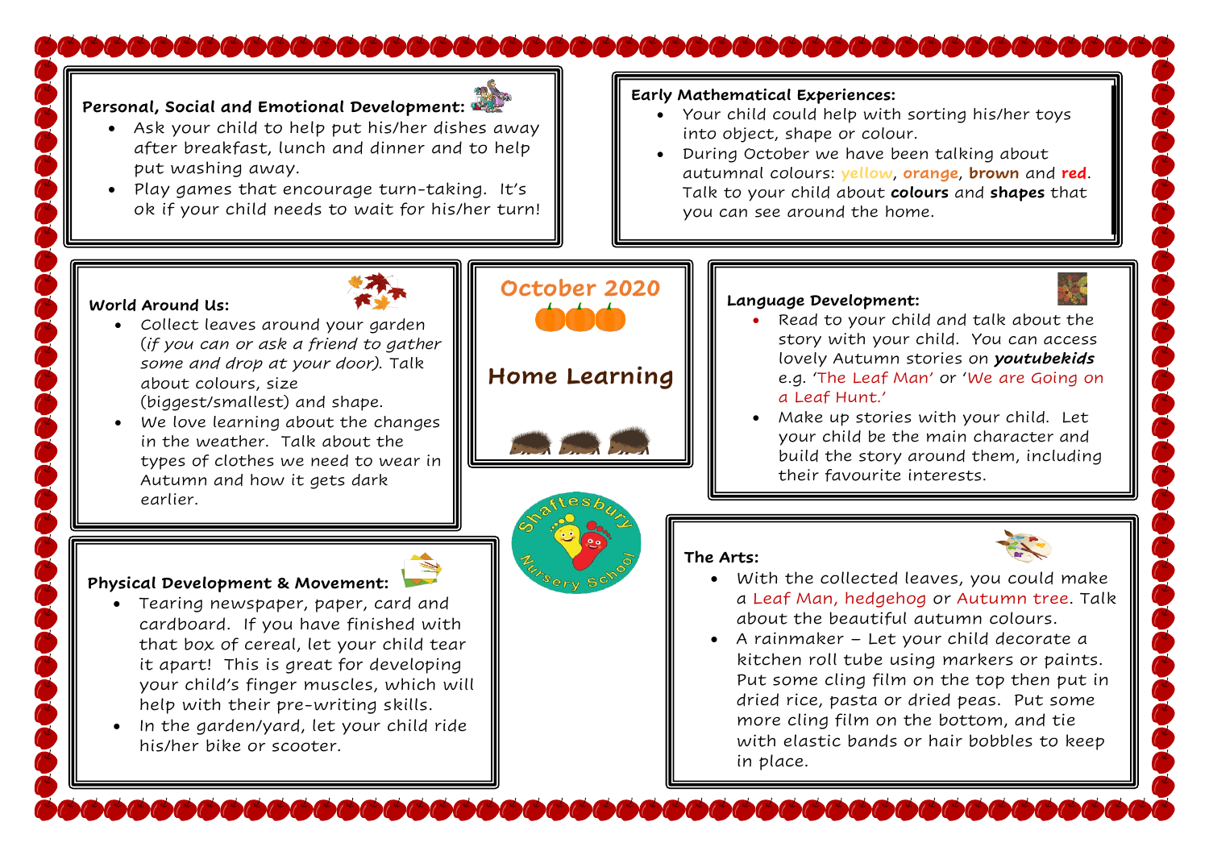# October 2020

# Home Learning

Shaftesbury Nursery School

## Personal, Social and Emotional Development:

- Ask your child to help put his/her dishes away after breakfast, lunch and dinner and to help put washing away.
- Play games that encourage turn-taking. It's ok if your child needs to wait for his/her turn!

## Early Mathematical Experiences:

- Your child could help with sorting his/her toys into object, shape or colour.
- During October we have been talking about autumnal colours: yellow, **orange**, **brown** and **red**. Talk to your child about **colours** and **shapes** that you can see around the home.

## World Around Us:

- Collect leaves around your garden (*if you can or ask a friend to gather some and drop at your door*). Talk about colours, size (biggest/smallest) and shape.
- We love learning about the changes in the weather. Talk about the types of clothes we need to wear in Autumn and how it gets dark earlier.

## Language Development:

- Read to your child and talk about the story with your child. You can access lovely Autumn stories on ***youtubekids*** e.g. 'The Leaf Man' or 'We are Going on a Leaf Hunt.'
- Make up stories with your child. Let your child be the main character and build the story around them, including their favourite interests.

## Physical Development & Movement:

- Tearing newspaper, paper, card and cardboard. If you have finished with that box of cereal, let your child tear it apart! This is great for developing your child's finger muscles, which will help with their pre-writing skills.
- In the garden/yard, let your child ride his/her bike or scooter.

## The Arts:

- With the collected leaves, you could make a Leaf Man, hedgehog or Autumn tree. Talk about the beautiful autumn colours.
- A rainmaker – Let your child decorate a kitchen roll tube using markers or paints. Put some cling film on the top then put in dried rice, pasta or dried peas. Put some more cling film on the bottom, and tie with elastic bands or hair bobbles to keep in place.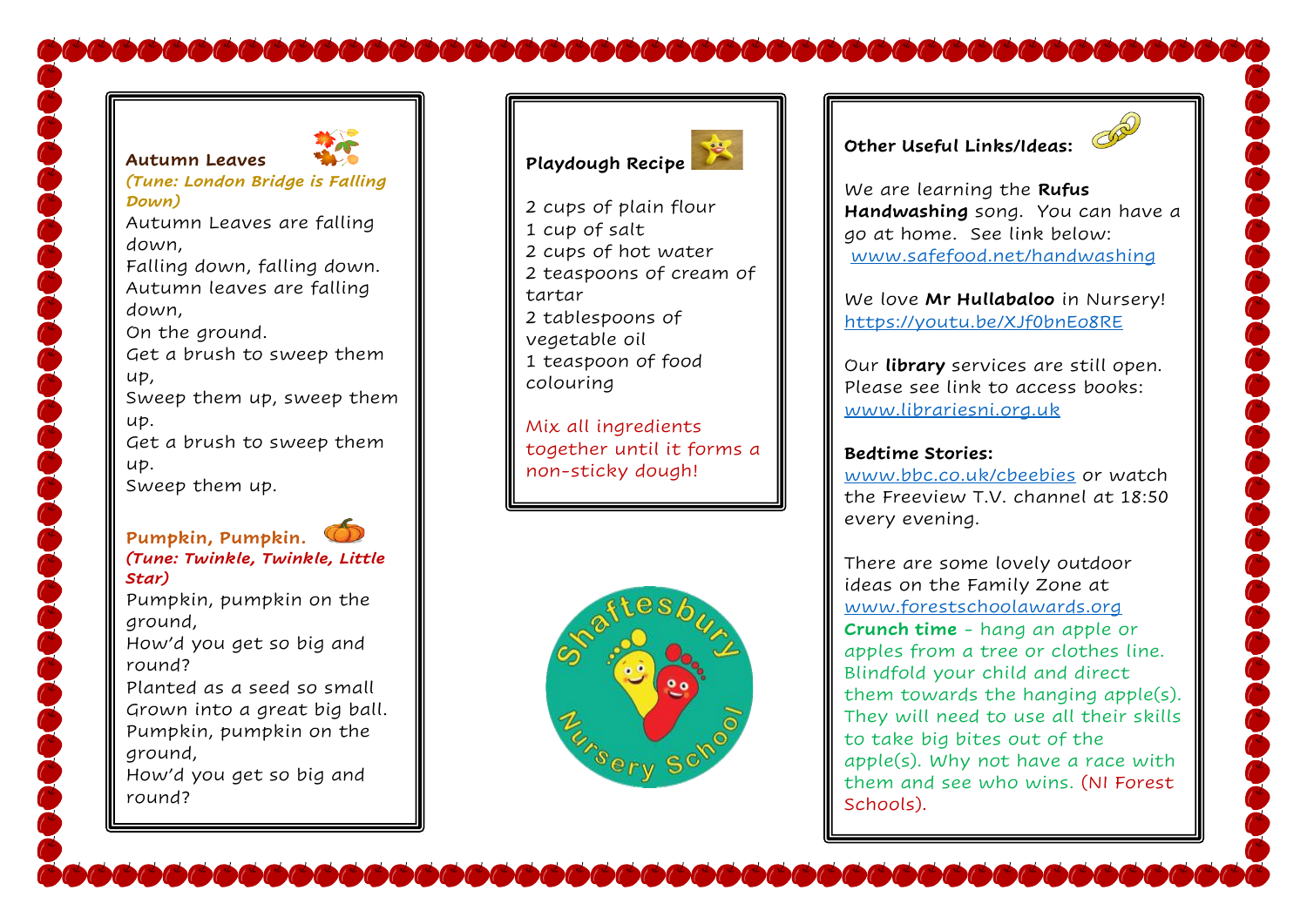## Autumn Leaves

*(Tune: London Bridge is Falling Down)*

Autumn Leaves are falling down,
Falling down, falling down.
Autumn leaves are falling down,
On the ground.
Get a brush to sweep them up,
Sweep them up, sweep them up.
Get a brush to sweep them up.
Sweep them up.

## Pumpkin, Pumpkin.

***(Tune: Twinkle, Twinkle, Little Star)***

Pumpkin, pumpkin on the ground,
How'd you get so big and round?
Planted as a seed so small
Grown into a great big ball.
Pumpkin, pumpkin on the ground,
How'd you get so big and round?

## Playdough Recipe

2 cups of plain flour
1 cup of salt
2 cups of hot water
2 teaspoons of cream of tartar
2 tablespoons of vegetable oil
1 teaspoon of food colouring

Mix all ingredients together until it forms a non-sticky dough!

Shaftesbury Nursery School

## Other Useful Links/Ideas:

We are learning the **Rufus Handwashing** song. You can have a go at home. See link below:
www.safefood.net/handwashing

We love **Mr Hullabaloo** in Nursery!
https://youtu.be/XJf0bnEo8RE

Our **library** services are still open. Please see link to access books:
www.librariesni.org.uk

**Bedtime Stories:**
www.bbc.co.uk/cbeebies or watch the Freeview T.V. channel at 18:50 every evening.

There are some lovely outdoor ideas on the Family Zone at
www.forestschoolawards.org
**Crunch time** - hang an apple or apples from a tree or clothes line. Blindfold your child and direct them towards the hanging apple(s). They will need to use all their skills to take big bites out of the apple(s). Why not have a race with them and see who wins. (NI Forest Schools).